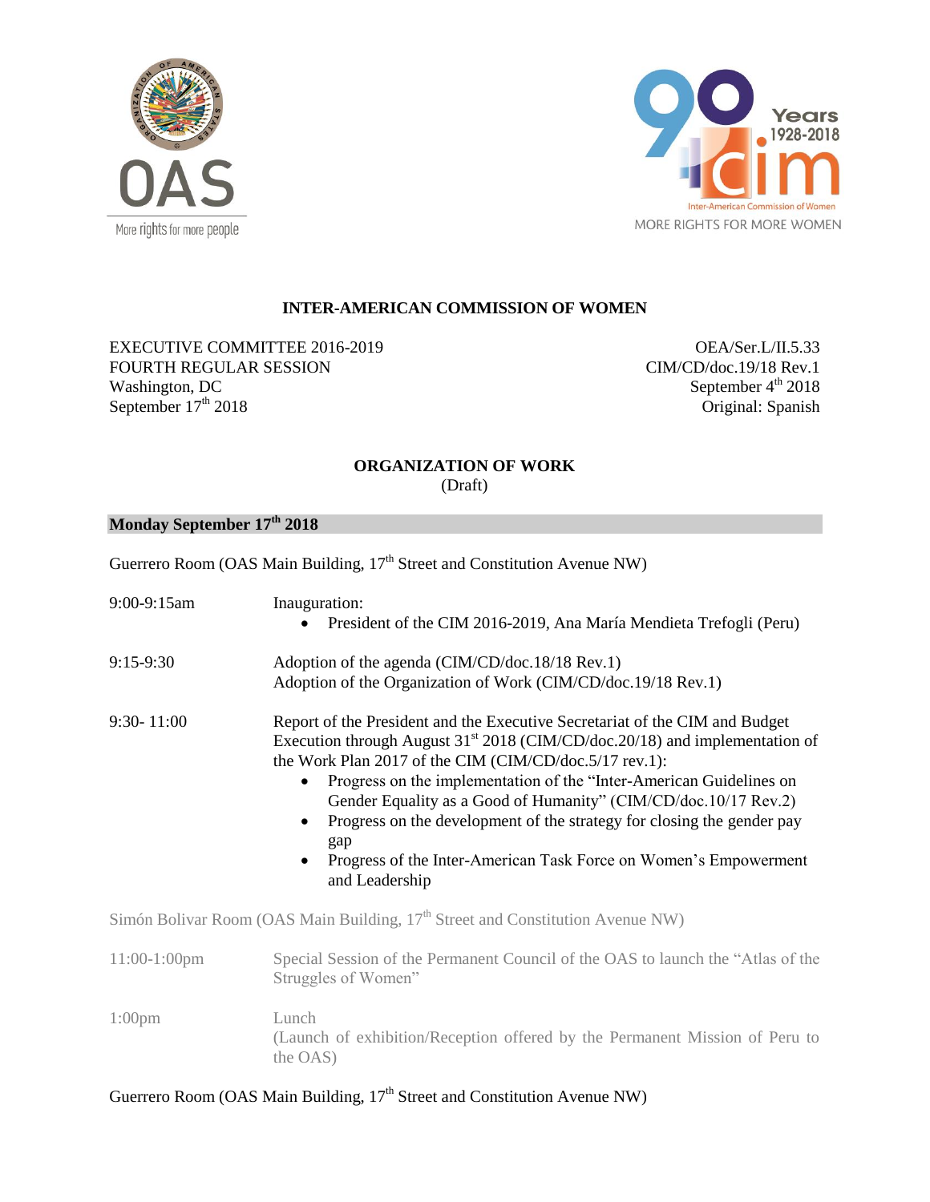# INTER-AMERICAN COMMISSION OF WOMEN

EXECUTIVE COMMITTEE 2016-2019
FOURTH REGULAR SESSION
Washington, DC
September 17th 2018

OEA/Ser.L/II.5.33
CIM/CD/doc.19/18 Rev.1
September 4th 2018
Original: Spanish

## ORGANIZATION OF WORK
(Draft)

### Monday September 17th 2018

Guerrero Room (OAS Main Building, 17th Street and Constitution Avenue NW)

| | |
|---|---|
| 9:00-9:15am | Inauguration:<br>• President of the CIM 2016-2019, Ana María Mendieta Trefogli (Peru) |
| 9:15-9:30 | Adoption of the agenda (CIM/CD/doc.18/18 Rev.1)<br>Adoption of the Organization of Work (CIM/CD/doc.19/18 Rev.1) |
| 9:30- 11:00 | Report of the President and the Executive Secretariat of the CIM and Budget Execution through August 31st 2018 (CIM/CD/doc.20/18) and implementation of the Work Plan 2017 of the CIM (CIM/CD/doc.5/17 rev.1):<br>• Progress on the implementation of the "Inter-American Guidelines on Gender Equality as a Good of Humanity" (CIM/CD/doc.10/17 Rev.2)<br>• Progress on the development of the strategy for closing the gender pay gap<br>• Progress of the Inter-American Task Force on Women's Empowerment and Leadership |

Simón Bolivar Room (OAS Main Building, 17th Street and Constitution Avenue NW)

| | |
|---|---|
| 11:00-1:00pm | Special Session of the Permanent Council of the OAS to launch the "Atlas of the Struggles of Women" |
| 1:00pm | Lunch<br>(Launch of exhibition/Reception offered by the Permanent Mission of Peru to the OAS) |

Guerrero Room (OAS Main Building, 17th Street and Constitution Avenue NW)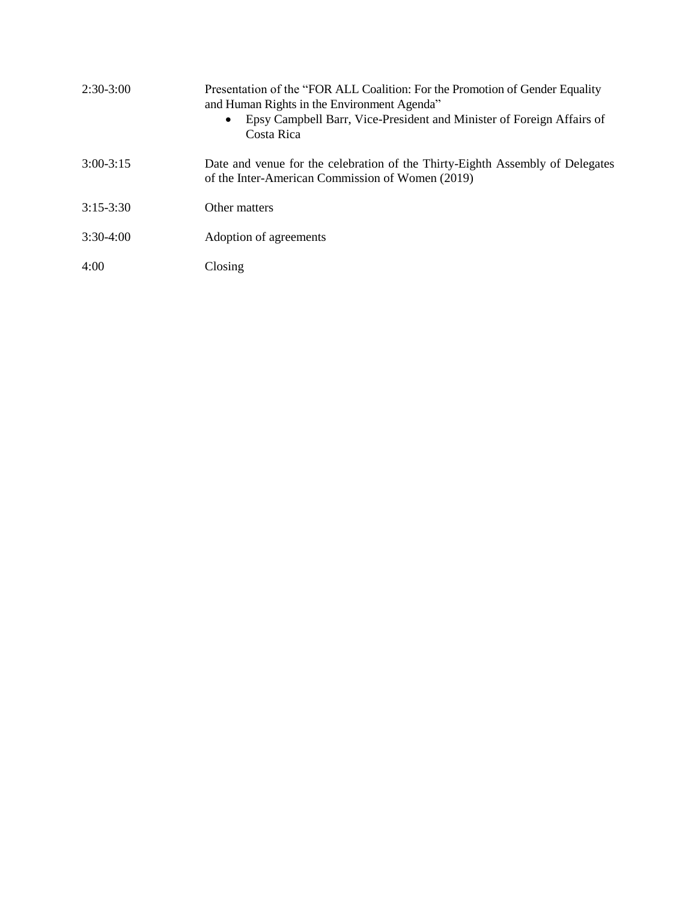| | |
|---|---|
| 2:30-3:00 | Presentation of the "FOR ALL Coalition: For the Promotion of Gender Equality and Human Rights in the Environment Agenda"<br>• Epsy Campbell Barr, Vice-President and Minister of Foreign Affairs of Costa Rica |
| 3:00-3:15 | Date and venue for the celebration of the Thirty-Eighth Assembly of Delegates of the Inter-American Commission of Women (2019) |
| 3:15-3:30 | Other matters |
| 3:30-4:00 | Adoption of agreements |
| 4:00 | Closing |